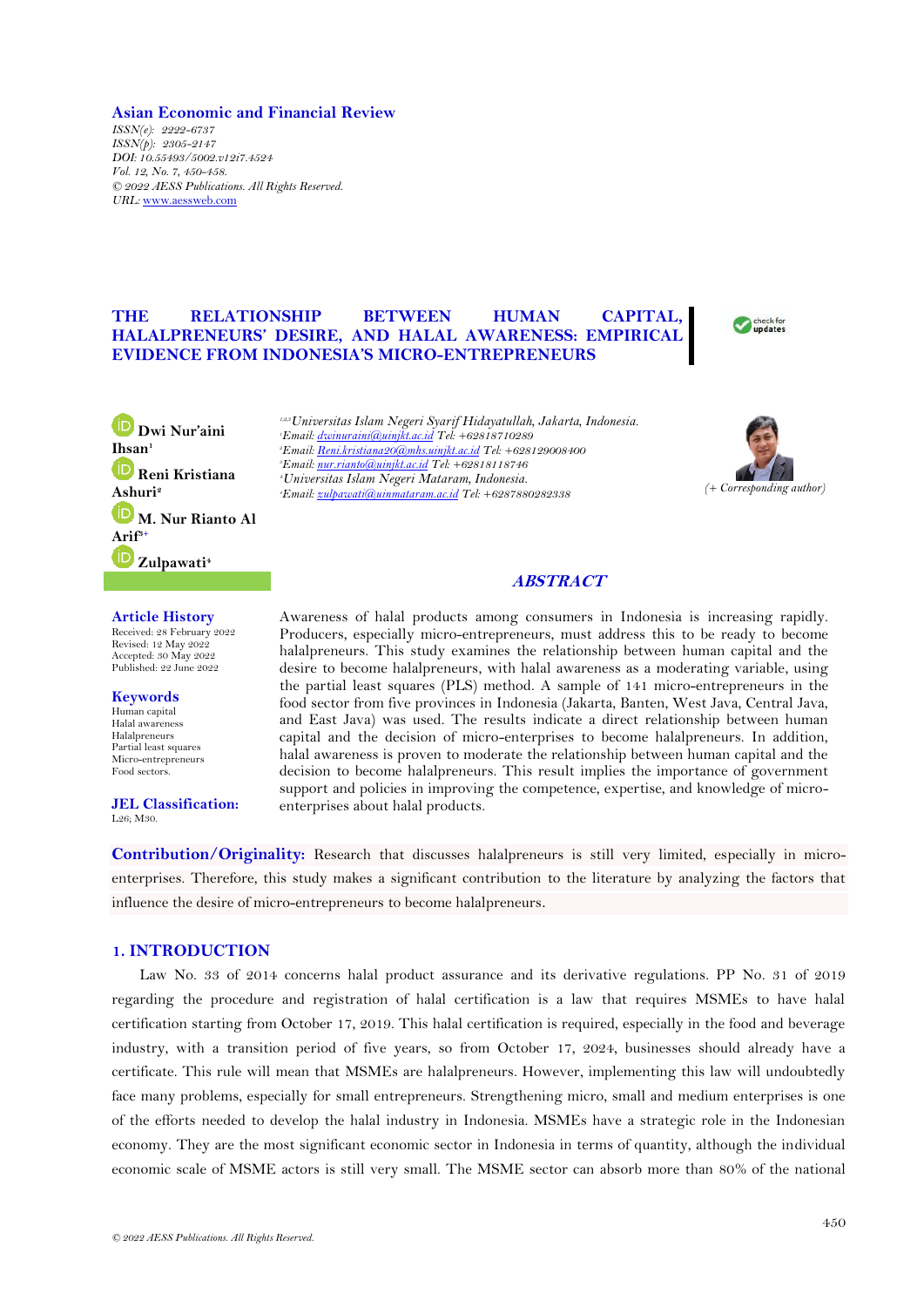Asian Economic and Financial Review

*ISSN(e): 2222-6737*
*ISSN(p): 2305-2147*
*DOI: 10.55493/5002.v12i7.4524*
*Vol. 12, No. 7, 450-458.*
*© 2022 AESS Publications. All Rights Reserved.*
*URL: www.aessweb.com*

# THE RELATIONSHIP BETWEEN HUMAN CAPITAL, HALALPRENEURS' DESIRE, AND HALAL AWARENESS: EMPIRICAL EVIDENCE FROM INDONESIA'S MICRO-ENTREPRENEURS

**Dwi Nur'aini Ihsan**[1]
**Reni Kristiana Ashuri**[2]
**M. Nur Rianto Al Arif**[3+]
**Zulpawati**[4]

[1,2,3]*Universitas Islam Negeri Syarif Hidayatullah, Jakarta, Indonesia.*
[1]*Email: dwinuraini@uinjkt.ac.id Tel: +62818710289*
[2]*Email: Reni.kristiana20@mhs.uinjkt.ac.id Tel: +628129008400*
[3]*Email: nur.rianto@uinjkt.ac.id Tel: +62818118746*
[4]*Universitas Islam Negeri Mataram, Indonesia.*
[4]*Email: zulpawati@uinmataram.ac.id Tel: +6287880282338*

*(+ Corresponding author)*

## ABSTRACT

Awareness of halal products among consumers in Indonesia is increasing rapidly. Producers, especially micro-entrepreneurs, must address this to be ready to become halalpreneurs. This study examines the relationship between human capital and the desire to become halalpreneurs, with halal awareness as a moderating variable, using the partial least squares (PLS) method. A sample of 141 micro-entrepreneurs in the food sector from five provinces in Indonesia (Jakarta, Banten, West Java, Central Java, and East Java) was used. The results indicate a direct relationship between human capital and the decision of micro-enterprises to become halalpreneurs. In addition, halal awareness is proven to moderate the relationship between human capital and the decision to become halalpreneurs. This result implies the importance of government support and policies in improving the competence, expertise, and knowledge of micro-enterprises about halal products.

**Article History**
Received: 28 February 2022
Revised: 12 May 2022
Accepted: 30 May 2022
Published: 22 June 2022

**Keywords**
Human capital
Halal awareness
Halalpreneurs
Partial least squares
Micro-entrepreneurs
Food sectors.

**JEL Classification:**
L26; M30.

**Contribution/Originality:** Research that discusses halalpreneurs is still very limited, especially in micro-enterprises. Therefore, this study makes a significant contribution to the literature by analyzing the factors that influence the desire of micro-entrepreneurs to become halalpreneurs.

## 1. INTRODUCTION

Law No. 33 of 2014 concerns halal product assurance and its derivative regulations. PP No. 31 of 2019 regarding the procedure and registration of halal certification is a law that requires MSMEs to have halal certification starting from October 17, 2019. This halal certification is required, especially in the food and beverage industry, with a transition period of five years, so from October 17, 2024, businesses should already have a certificate. This rule will mean that MSMEs are halalpreneurs. However, implementing this law will undoubtedly face many problems, especially for small entrepreneurs. Strengthening micro, small and medium enterprises is one of the efforts needed to develop the halal industry in Indonesia. MSMEs have a strategic role in the Indonesian economy. They are the most significant economic sector in Indonesia in terms of quantity, although the individual economic scale of MSME actors is still very small. The MSME sector can absorb more than 80% of the national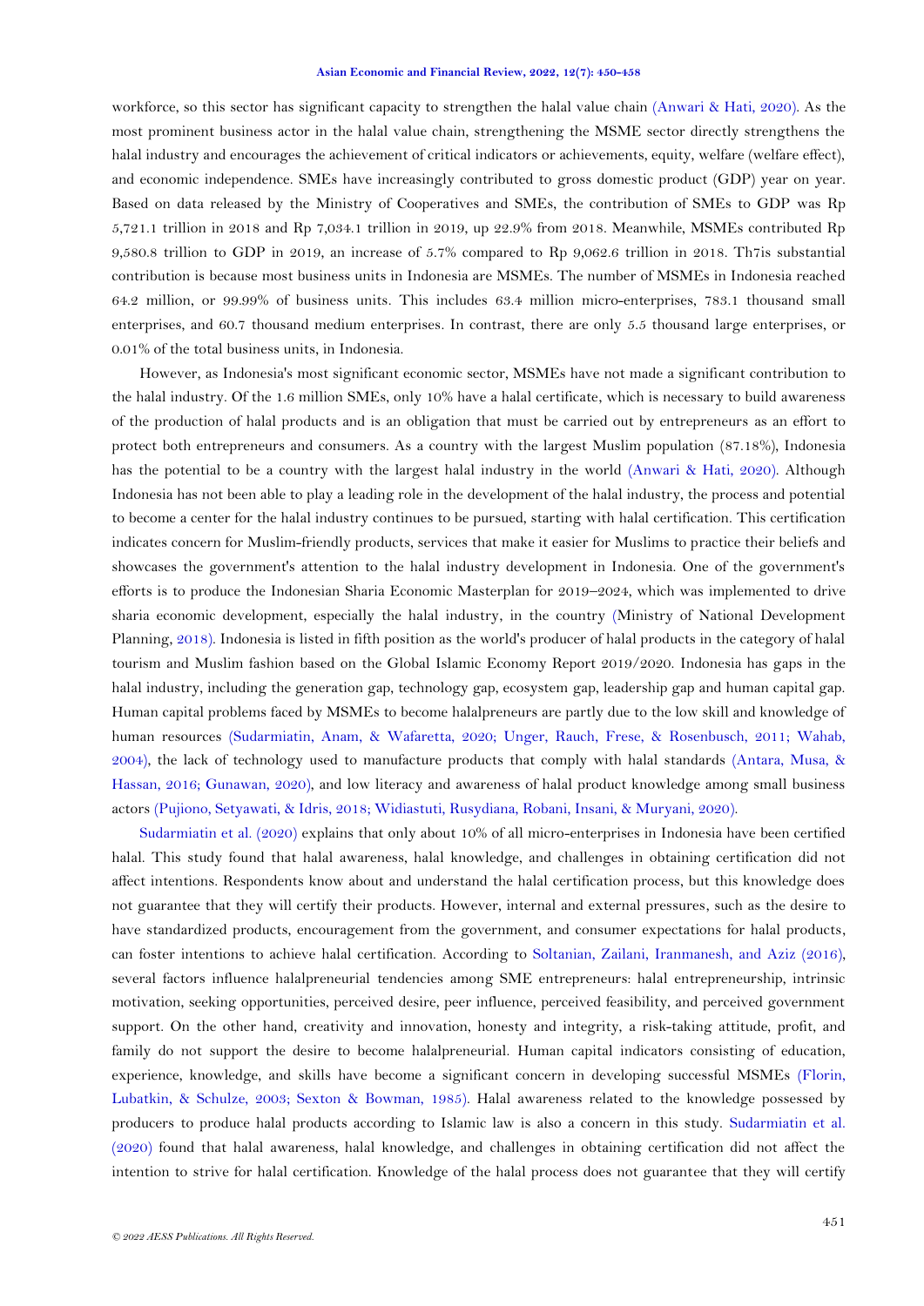workforce, so this sector has significant capacity to strengthen the halal value chain (Anwari & Hati, 2020). As the most prominent business actor in the halal value chain, strengthening the MSME sector directly strengthens the halal industry and encourages the achievement of critical indicators or achievements, equity, welfare (welfare effect), and economic independence. SMEs have increasingly contributed to gross domestic product (GDP) year on year. Based on data released by the Ministry of Cooperatives and SMEs, the contribution of SMEs to GDP was Rp 5,721.1 trillion in 2018 and Rp 7,034.1 trillion in 2019, up 22.9% from 2018. Meanwhile, MSMEs contributed Rp 9,580.8 trillion to GDP in 2019, an increase of 5.7% compared to Rp 9,062.6 trillion in 2018. Th7is substantial contribution is because most business units in Indonesia are MSMEs. The number of MSMEs in Indonesia reached 64.2 million, or 99.99% of business units. This includes 63.4 million micro-enterprises, 783.1 thousand small enterprises, and 60.7 thousand medium enterprises. In contrast, there are only 5.5 thousand large enterprises, or 0.01% of the total business units, in Indonesia.

However, as Indonesia's most significant economic sector, MSMEs have not made a significant contribution to the halal industry. Of the 1.6 million SMEs, only 10% have a halal certificate, which is necessary to build awareness of the production of halal products and is an obligation that must be carried out by entrepreneurs as an effort to protect both entrepreneurs and consumers. As a country with the largest Muslim population (87.18%), Indonesia has the potential to be a country with the largest halal industry in the world (Anwari & Hati, 2020). Although Indonesia has not been able to play a leading role in the development of the halal industry, the process and potential to become a center for the halal industry continues to be pursued, starting with halal certification. This certification indicates concern for Muslim-friendly products, services that make it easier for Muslims to practice their beliefs and showcases the government's attention to the halal industry development in Indonesia. One of the government's efforts is to produce the Indonesian Sharia Economic Masterplan for 2019–2024, which was implemented to drive sharia economic development, especially the halal industry, in the country (Ministry of National Development Planning, 2018). Indonesia is listed in fifth position as the world's producer of halal products in the category of halal tourism and Muslim fashion based on the Global Islamic Economy Report 2019/2020. Indonesia has gaps in the halal industry, including the generation gap, technology gap, ecosystem gap, leadership gap and human capital gap. Human capital problems faced by MSMEs to become halalpreneurs are partly due to the low skill and knowledge of human resources (Sudarmiatin, Anam, & Wafaretta, 2020; Unger, Rauch, Frese, & Rosenbusch, 2011; Wahab, 2004), the lack of technology used to manufacture products that comply with halal standards (Antara, Musa, & Hassan, 2016; Gunawan, 2020), and low literacy and awareness of halal product knowledge among small business actors (Pujiono, Setyawati, & Idris, 2018; Widiastuti, Rusydiana, Robani, Insani, & Muryani, 2020).

Sudarmiatin et al. (2020) explains that only about 10% of all micro-enterprises in Indonesia have been certified halal. This study found that halal awareness, halal knowledge, and challenges in obtaining certification did not affect intentions. Respondents know about and understand the halal certification process, but this knowledge does not guarantee that they will certify their products. However, internal and external pressures, such as the desire to have standardized products, encouragement from the government, and consumer expectations for halal products, can foster intentions to achieve halal certification. According to Soltanian, Zailani, Iranmanesh, and Aziz (2016), several factors influence halalpreneurial tendencies among SME entrepreneurs: halal entrepreneurship, intrinsic motivation, seeking opportunities, perceived desire, peer influence, perceived feasibility, and perceived government support. On the other hand, creativity and innovation, honesty and integrity, a risk-taking attitude, profit, and family do not support the desire to become halalpreneurial. Human capital indicators consisting of education, experience, knowledge, and skills have become a significant concern in developing successful MSMEs (Florin, Lubatkin, & Schulze, 2003; Sexton & Bowman, 1985). Halal awareness related to the knowledge possessed by producers to produce halal products according to Islamic law is also a concern in this study. Sudarmiatin et al. (2020) found that halal awareness, halal knowledge, and challenges in obtaining certification did not affect the intention to strive for halal certification. Knowledge of the halal process does not guarantee that they will certify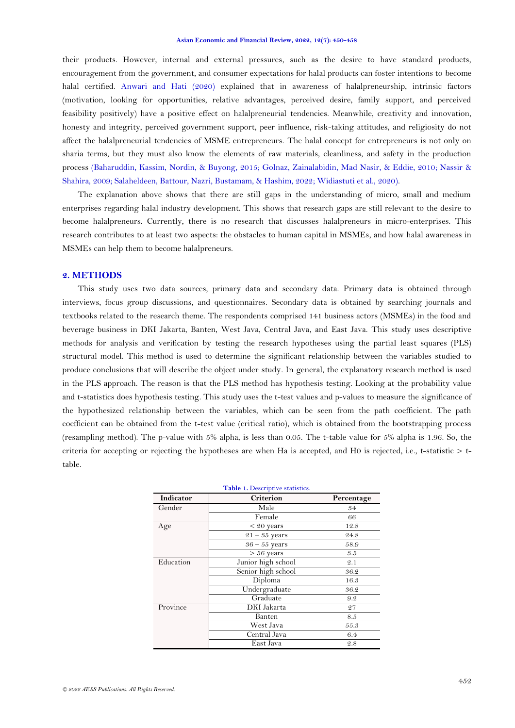their products. However, internal and external pressures, such as the desire to have standard products, encouragement from the government, and consumer expectations for halal products can foster intentions to become halal certified. Anwari and Hati (2020) explained that in awareness of halalpreneurship, intrinsic factors (motivation, looking for opportunities, relative advantages, perceived desire, family support, and perceived feasibility positively) have a positive effect on halalpreneurial tendencies. Meanwhile, creativity and innovation, honesty and integrity, perceived government support, peer influence, risk-taking attitudes, and religiosity do not affect the halalpreneurial tendencies of MSME entrepreneurs. The halal concept for entrepreneurs is not only on sharia terms, but they must also know the elements of raw materials, cleanliness, and safety in the production process (Baharuddin, Kassim, Nordin, & Buyong, 2015; Golnaz, Zainalabidin, Mad Nasir, & Eddie, 2010; Nassir & Shahira, 2009; Salaheldeen, Battour, Nazri, Bustamam, & Hashim, 2022; Widiastuti et al., 2020).

The explanation above shows that there are still gaps in the understanding of micro, small and medium enterprises regarding halal industry development. This shows that research gaps are still relevant to the desire to become halalpreneurs. Currently, there is no research that discusses halalpreneurs in micro-enterprises. This research contributes to at least two aspects: the obstacles to human capital in MSMEs, and how halal awareness in MSMEs can help them to become halalpreneurs.

## 2. METHODS

This study uses two data sources, primary data and secondary data. Primary data is obtained through interviews, focus group discussions, and questionnaires. Secondary data is obtained by searching journals and textbooks related to the research theme. The respondents comprised 141 business actors (MSMEs) in the food and beverage business in DKI Jakarta, Banten, West Java, Central Java, and East Java. This study uses descriptive methods for analysis and verification by testing the research hypotheses using the partial least squares (PLS) structural model. This method is used to determine the significant relationship between the variables studied to produce conclusions that will describe the object under study. In general, the explanatory research method is used in the PLS approach. The reason is that the PLS method has hypothesis testing. Looking at the probability value and t-statistics does hypothesis testing. This study uses the t-test values and p-values to measure the significance of the hypothesized relationship between the variables, which can be seen from the path coefficient. The path coefficient can be obtained from the t-test value (critical ratio), which is obtained from the bootstrapping process (resampling method). The p-value with 5% alpha, is less than 0.05. The t-table value for 5% alpha is 1.96. So, the criteria for accepting or rejecting the hypotheses are when Ha is accepted, and H0 is rejected, i.e., t-statistic > t-table.

**Table 1.** Descriptive statistics.

| Indicator | Criterion | Percentage |
|---|---|---|
| Gender | Male | 34 |
| | Female | 66 |
| Age | < 20 years | 12.8 |
| | 21 – 35 years | 24.8 |
| | 36 – 55 years | 58.9 |
| | > 56 years | 3.5 |
| Education | Junior high school | 2.1 |
| | Senior high school | 36.2 |
| | Diploma | 16.3 |
| | Undergraduate | 36.2 |
| | Graduate | 9.2 |
| Province | DKI Jakarta | 27 |
| | Banten | 8.5 |
| | West Java | 55.3 |
| | Central Java | 6.4 |
| | East Java | 2.8 |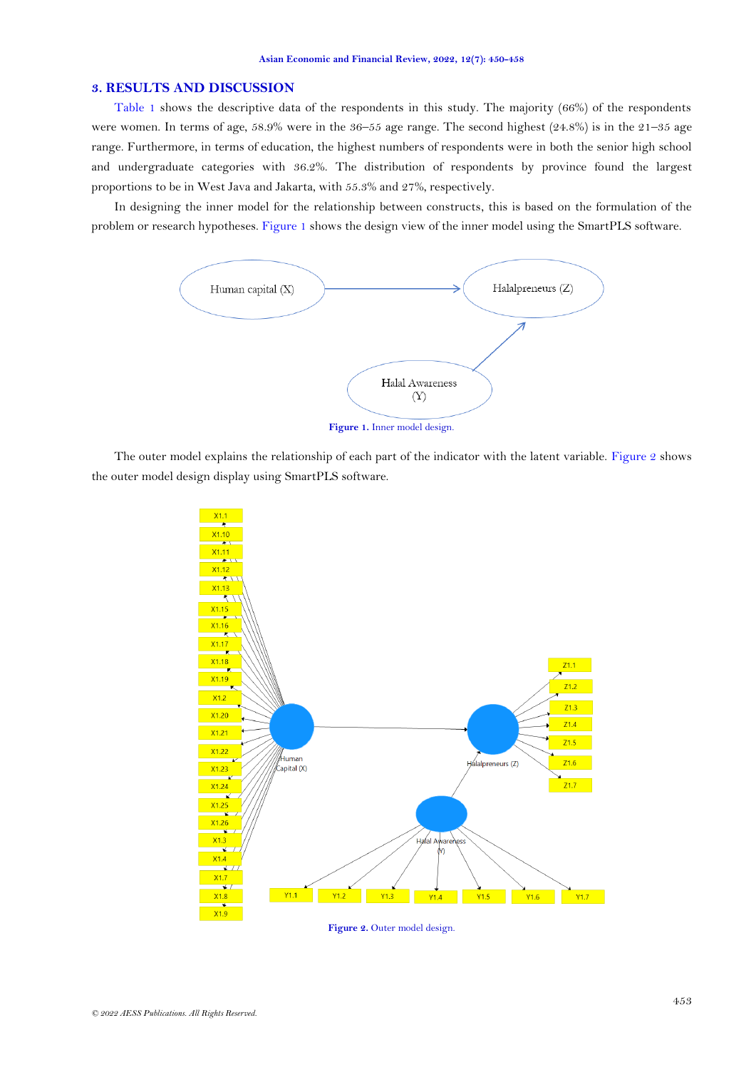## 3. RESULTS AND DISCUSSION

Table 1 shows the descriptive data of the respondents in this study. The majority (66%) of the respondents were women. In terms of age, 58.9% were in the 36–55 age range. The second highest (24.8%) is in the 21–35 age range. Furthermore, in terms of education, the highest numbers of respondents were in both the senior high school and undergraduate categories with 36.2%. The distribution of respondents by province found the largest proportions to be in West Java and Jakarta, with 55.3% and 27%, respectively.

In designing the inner model for the relationship between constructs, this is based on the formulation of the problem or research hypotheses. Figure 1 shows the design view of the inner model using the SmartPLS software.

**Figure 1.** Inner model design.

The outer model explains the relationship of each part of the indicator with the latent variable. Figure 2 shows the outer model design display using SmartPLS software.

**Figure 2.** Outer model design.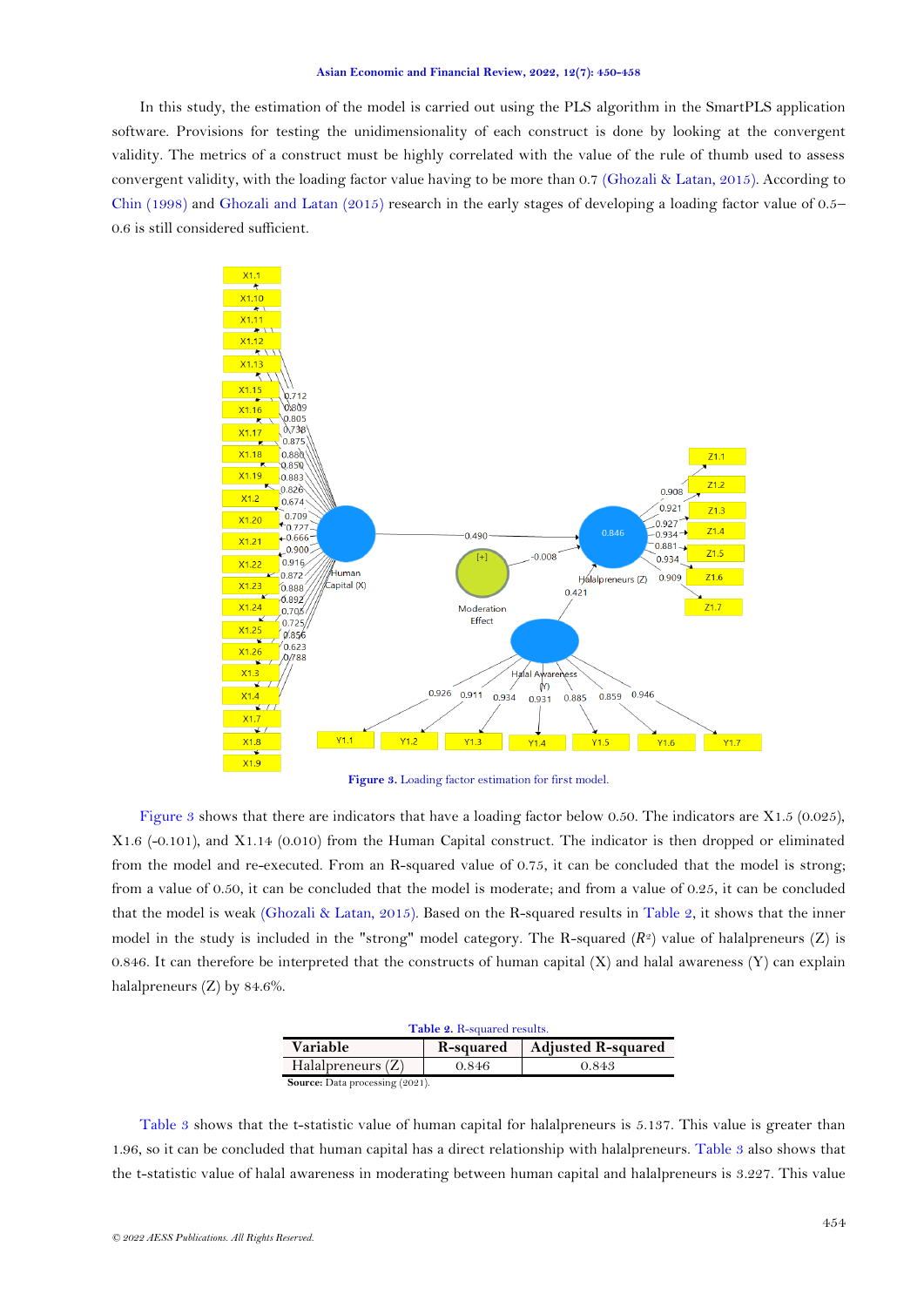In this study, the estimation of the model is carried out using the PLS algorithm in the SmartPLS application software. Provisions for testing the unidimensionality of each construct is done by looking at the convergent validity. The metrics of a construct must be highly correlated with the value of the rule of thumb used to assess convergent validity, with the loading factor value having to be more than 0.7 (Ghozali & Latan, 2015). According to Chin (1998) and Ghozali and Latan (2015) research in the early stages of developing a loading factor value of 0.5–0.6 is still considered sufficient.

**Figure 3.** Loading factor estimation for first model.

Figure 3 shows that there are indicators that have a loading factor below 0.50. The indicators are X1.5 (0.025), X1.6 (-0.101), and X1.14 (0.010) from the Human Capital construct. The indicator is then dropped or eliminated from the model and re-executed. From an R-squared value of 0.75, it can be concluded that the model is strong; from a value of 0.50, it can be concluded that the model is moderate; and from a value of 0.25, it can be concluded that the model is weak (Ghozali & Latan, 2015). Based on the R-squared results in Table 2, it shows that the inner model in the study is included in the "strong" model category. The R-squared ($R^2$) value of halalpreneurs (Z) is 0.846. It can therefore be interpreted that the constructs of human capital (X) and halal awareness (Y) can explain halalpreneurs (Z) by 84.6%.

**Table 2.** R-squared results.

| Variable | R-squared | Adjusted R-squared |
|---|---|---|
| Halalpreneurs (Z) | 0.846 | 0.843 |

**Source:** Data processing (2021).

Table 3 shows that the t-statistic value of human capital for halalpreneurs is 5.137. This value is greater than 1.96, so it can be concluded that human capital has a direct relationship with halalpreneurs. Table 3 also shows that the t-statistic value of halal awareness in moderating between human capital and halalpreneurs is 3.227. This value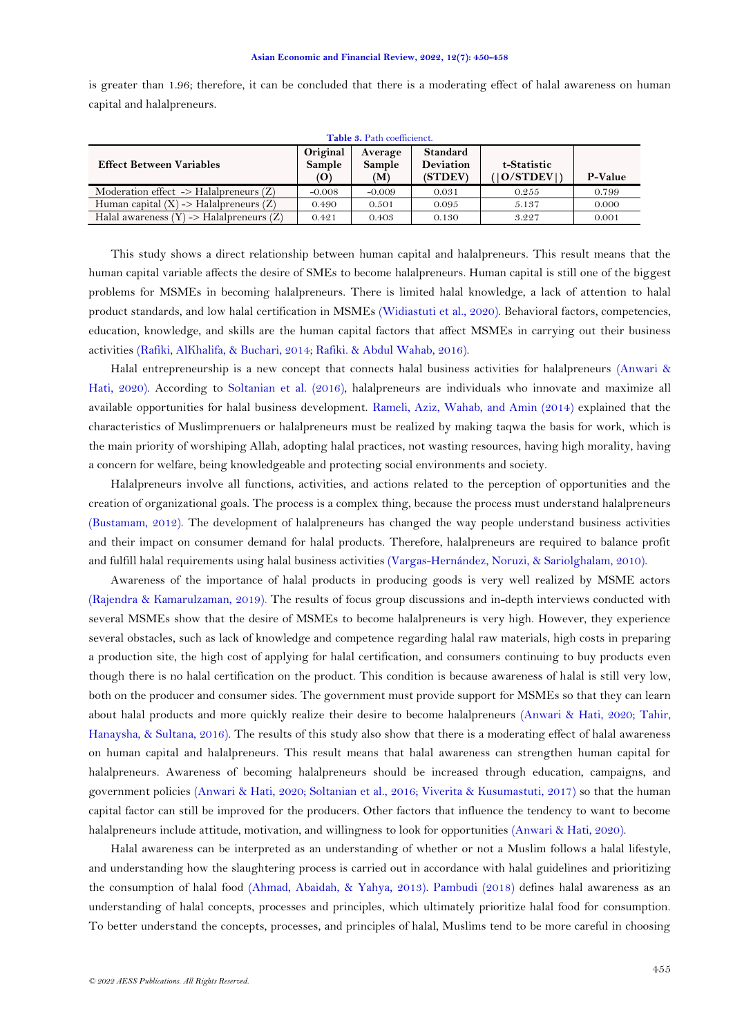is greater than 1.96; therefore, it can be concluded that there is a moderating effect of halal awareness on human capital and halalpreneurs.

**Table 3.** Path coefficient.

| Effect Between Variables | Original Sample (O) | Average Sample (M) | Standard Deviation (STDEV) | t-Statistic (\|O/STDEV\|) | P-Value |
|---|---|---|---|---|---|
| Moderation effect -> Halalpreneurs (Z) | -0.008 | -0.009 | 0.031 | 0.255 | 0.799 |
| Human capital (X) -> Halalpreneurs (Z) | 0.490 | 0.501 | 0.095 | 5.137 | 0.000 |
| Halal awareness (Y) -> Halalpreneurs (Z) | 0.421 | 0.403 | 0.130 | 3.227 | 0.001 |

This study shows a direct relationship between human capital and halalpreneurs. This result means that the human capital variable affects the desire of SMEs to become halalpreneurs. Human capital is still one of the biggest problems for MSMEs in becoming halalpreneurs. There is limited halal knowledge, a lack of attention to halal product standards, and low halal certification in MSMEs (Widiastuti et al., 2020). Behavioral factors, competencies, education, knowledge, and skills are the human capital factors that affect MSMEs in carrying out their business activities (Rafiki, AlKhalifa, & Buchari, 2014; Rafiki. & Abdul Wahab, 2016).

Halal entrepreneurship is a new concept that connects halal business activities for halalpreneurs (Anwari & Hati, 2020). According to Soltanian et al. (2016), halalpreneurs are individuals who innovate and maximize all available opportunities for halal business development. Rameli, Aziz, Wahab, and Amin (2014) explained that the characteristics of Muslimprenuers or halalpreneurs must be realized by making taqwa the basis for work, which is the main priority of worshiping Allah, adopting halal practices, not wasting resources, having high morality, having a concern for welfare, being knowledgeable and protecting social environments and society.

Halalpreneurs involve all functions, activities, and actions related to the perception of opportunities and the creation of organizational goals. The process is a complex thing, because the process must understand halalpreneurs (Bustamam, 2012). The development of halalpreneurs has changed the way people understand business activities and their impact on consumer demand for halal products. Therefore, halalpreneurs are required to balance profit and fulfill halal requirements using halal business activities (Vargas-Hernández, Noruzi, & Sariolghalam, 2010).

Awareness of the importance of halal products in producing goods is very well realized by MSME actors (Rajendra & Kamarulzaman, 2019). The results of focus group discussions and in-depth interviews conducted with several MSMEs show that the desire of MSMEs to become halalpreneurs is very high. However, they experience several obstacles, such as lack of knowledge and competence regarding halal raw materials, high costs in preparing a production site, the high cost of applying for halal certification, and consumers continuing to buy products even though there is no halal certification on the product. This condition is because awareness of halal is still very low, both on the producer and consumer sides. The government must provide support for MSMEs so that they can learn about halal products and more quickly realize their desire to become halalpreneurs (Anwari & Hati, 2020; Tahir, Hanaysha, & Sultana, 2016). The results of this study also show that there is a moderating effect of halal awareness on human capital and halalpreneurs. This result means that halal awareness can strengthen human capital for halalpreneurs. Awareness of becoming halalpreneurs should be increased through education, campaigns, and government policies (Anwari & Hati, 2020; Soltanian et al., 2016; Viverita & Kusumastuti, 2017) so that the human capital factor can still be improved for the producers. Other factors that influence the tendency to want to become halalpreneurs include attitude, motivation, and willingness to look for opportunities (Anwari & Hati, 2020).

Halal awareness can be interpreted as an understanding of whether or not a Muslim follows a halal lifestyle, and understanding how the slaughtering process is carried out in accordance with halal guidelines and prioritizing the consumption of halal food (Ahmad, Abaidah, & Yahya, 2013). Pambudi (2018) defines halal awareness as an understanding of halal concepts, processes and principles, which ultimately prioritize halal food for consumption. To better understand the concepts, processes, and principles of halal, Muslims tend to be more careful in choosing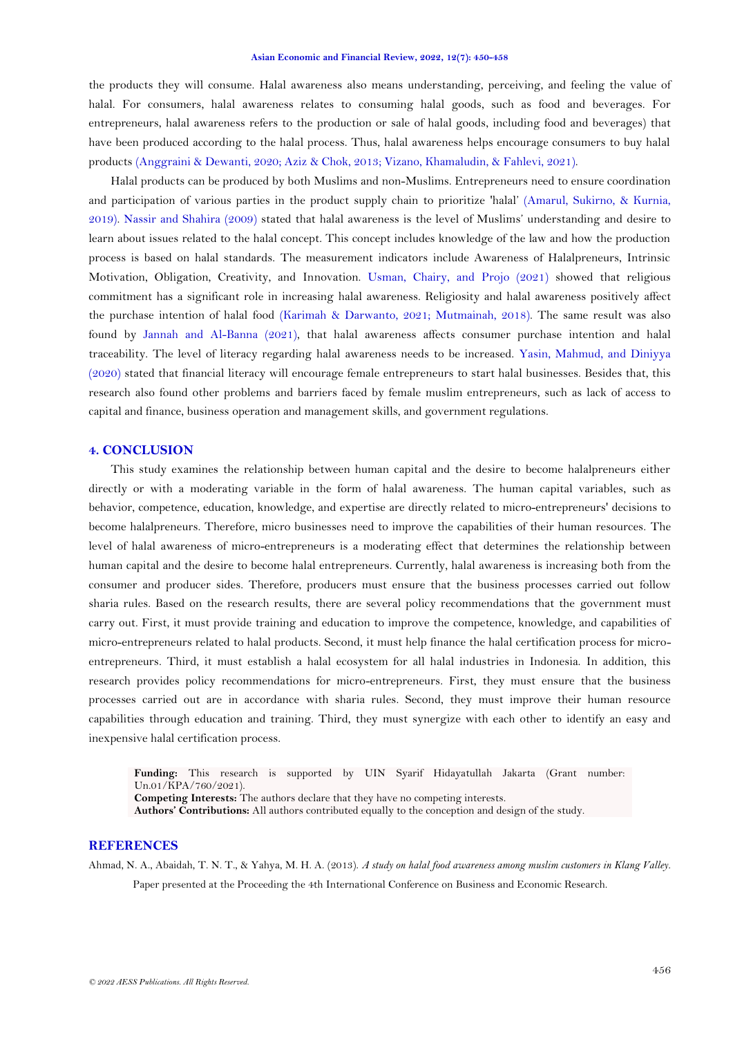the products they will consume. Halal awareness also means understanding, perceiving, and feeling the value of halal. For consumers, halal awareness relates to consuming halal goods, such as food and beverages. For entrepreneurs, halal awareness refers to the production or sale of halal goods, including food and beverages) that have been produced according to the halal process. Thus, halal awareness helps encourage consumers to buy halal products (Anggraini & Dewanti, 2020; Aziz & Chok, 2013; Vizano, Khamaludin, & Fahlevi, 2021).

Halal products can be produced by both Muslims and non-Muslims. Entrepreneurs need to ensure coordination and participation of various parties in the product supply chain to prioritize 'halal' (Amarul, Sukirno, & Kurnia, 2019). Nassir and Shahira (2009) stated that halal awareness is the level of Muslims' understanding and desire to learn about issues related to the halal concept. This concept includes knowledge of the law and how the production process is based on halal standards. The measurement indicators include Awareness of Halalpreneurs, Intrinsic Motivation, Obligation, Creativity, and Innovation. Usman, Chairy, and Projo (2021) showed that religious commitment has a significant role in increasing halal awareness. Religiosity and halal awareness positively affect the purchase intention of halal food (Karimah & Darwanto, 2021; Mutmainah, 2018). The same result was also found by Jannah and Al-Banna (2021), that halal awareness affects consumer purchase intention and halal traceability. The level of literacy regarding halal awareness needs to be increased. Yasin, Mahmud, and Diniyya (2020) stated that financial literacy will encourage female entrepreneurs to start halal businesses. Besides that, this research also found other problems and barriers faced by female muslim entrepreneurs, such as lack of access to capital and finance, business operation and management skills, and government regulations.

## 4. CONCLUSION

This study examines the relationship between human capital and the desire to become halalpreneurs either directly or with a moderating variable in the form of halal awareness. The human capital variables, such as behavior, competence, education, knowledge, and expertise are directly related to micro-entrepreneurs' decisions to become halalpreneurs. Therefore, micro businesses need to improve the capabilities of their human resources. The level of halal awareness of micro-entrepreneurs is a moderating effect that determines the relationship between human capital and the desire to become halal entrepreneurs. Currently, halal awareness is increasing both from the consumer and producer sides. Therefore, producers must ensure that the business processes carried out follow sharia rules. Based on the research results, there are several policy recommendations that the government must carry out. First, it must provide training and education to improve the competence, knowledge, and capabilities of micro-entrepreneurs related to halal products. Second, it must help finance the halal certification process for micro-entrepreneurs. Third, it must establish a halal ecosystem for all halal industries in Indonesia. In addition, this research provides policy recommendations for micro-entrepreneurs. First, they must ensure that the business processes carried out are in accordance with sharia rules. Second, they must improve their human resource capabilities through education and training. Third, they must synergize with each other to identify an easy and inexpensive halal certification process.

**Funding:** This research is supported by UIN Syarif Hidayatullah Jakarta (Grant number: Un.01/KPA/760/2021).
**Competing Interests:** The authors declare that they have no competing interests.
**Authors' Contributions:** All authors contributed equally to the conception and design of the study.

## REFERENCES

Ahmad, N. A., Abaidah, T. N. T., & Yahya, M. H. A. (2013). *A study on halal food awareness among muslim customers in Klang Valley*. Paper presented at the Proceeding the 4th International Conference on Business and Economic Research.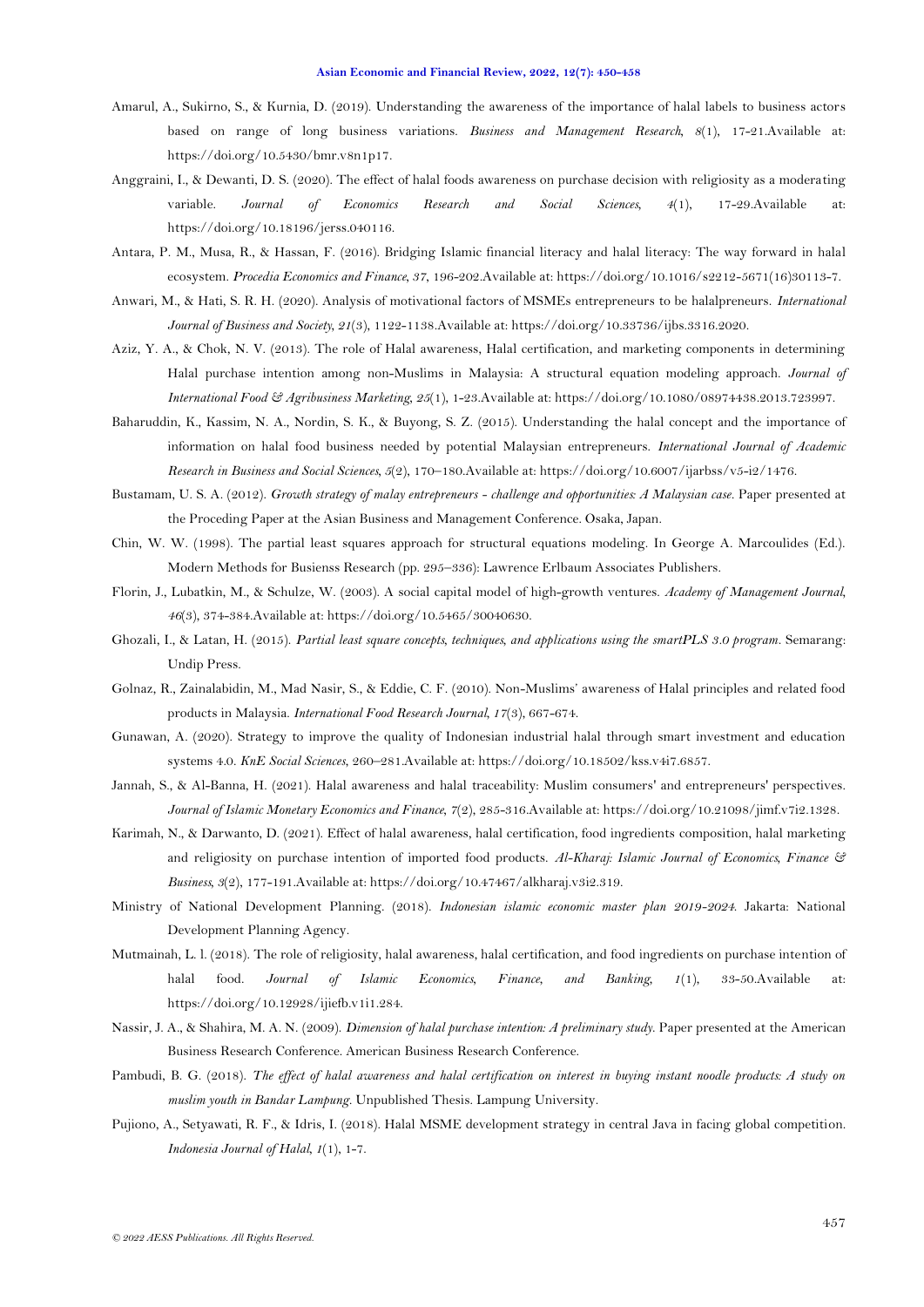Amarul, A., Sukirno, S., & Kurnia, D. (2019). Understanding the awareness of the importance of halal labels to business actors based on range of long business variations. *Business and Management Research, 8*(1), 17-21.Available at: https://doi.org/10.5430/bmr.v8n1p17.

Anggraini, I., & Dewanti, D. S. (2020). The effect of halal foods awareness on purchase decision with religiosity as a moderating variable. *Journal of Economics Research and Social Sciences, 4*(1), 17-29.Available at: https://doi.org/10.18196/jerss.040116.

Antara, P. M., Musa, R., & Hassan, F. (2016). Bridging Islamic financial literacy and halal literacy: The way forward in halal ecosystem. *Procedia Economics and Finance, 37*, 196-202.Available at: https://doi.org/10.1016/s2212-5671(16)30113-7.

Anwari, M., & Hati, S. R. H. (2020). Analysis of motivational factors of MSMEs entrepreneurs to be halalpreneurs. *International Journal of Business and Society, 21*(3), 1122-1138.Available at: https://doi.org/10.33736/ijbs.3316.2020.

Aziz, Y. A., & Chok, N. V. (2013). The role of Halal awareness, Halal certification, and marketing components in determining Halal purchase intention among non-Muslims in Malaysia: A structural equation modeling approach. *Journal of International Food & Agribusiness Marketing, 25*(1), 1-23.Available at: https://doi.org/10.1080/08974438.2013.723997.

Baharuddin, K., Kassim, N. A., Nordin, S. K., & Buyong, S. Z. (2015). Understanding the halal concept and the importance of information on halal food business needed by potential Malaysian entrepreneurs. *International Journal of Academic Research in Business and Social Sciences, 5*(2), 170–180.Available at: https://doi.org/10.6007/ijarbss/v5-i2/1476.

Bustamam, U. S. A. (2012). *Growth strategy of malay entrepreneurs - challenge and opportunities: A Malaysian case*. Paper presented at the Proceding Paper at the Asian Business and Management Conference. Osaka, Japan.

Chin, W. W. (1998). The partial least squares approach for structural equations modeling. In George A. Marcoulides (Ed.). Modern Methods for Busienss Research (pp. 295–336): Lawrence Erlbaum Associates Publishers.

Florin, J., Lubatkin, M., & Schulze, W. (2003). A social capital model of high-growth ventures. *Academy of Management Journal, 46*(3), 374-384.Available at: https://doi.org/10.5465/30040630.

Ghozali, I., & Latan, H. (2015). *Partial least square concepts, techniques, and applications using the smartPLS 3.0 program*. Semarang: Undip Press.

Golnaz, R., Zainalabidin, M., Mad Nasir, S., & Eddie, C. F. (2010). Non-Muslims' awareness of Halal principles and related food products in Malaysia. *International Food Research Journal, 17*(3), 667-674.

Gunawan, A. (2020). Strategy to improve the quality of Indonesian industrial halal through smart investment and education systems 4.0. *KnE Social Sciences*, 260–281.Available at: https://doi.org/10.18502/kss.v4i7.6857.

Jannah, S., & Al-Banna, H. (2021). Halal awareness and halal traceability: Muslim consumers' and entrepreneurs' perspectives. *Journal of Islamic Monetary Economics and Finance, 7*(2), 285-316.Available at: https://doi.org/10.21098/jimf.v7i2.1328.

Karimah, N., & Darwanto, D. (2021). Effect of halal awareness, halal certification, food ingredients composition, halal marketing and religiosity on purchase intention of imported food products. *Al-Kharaj: Islamic Journal of Economics, Finance & Business, 3*(2), 177-191.Available at: https://doi.org/10.47467/alkharaj.v3i2.319.

Ministry of National Development Planning. (2018). *Indonesian islamic economic master plan 2019-2024*. Jakarta: National Development Planning Agency.

Mutmainah, L. l. (2018). The role of religiosity, halal awareness, halal certification, and food ingredients on purchase intention of halal food. *Journal of Islamic Economics, Finance, and Banking, 1*(1), 33-50.Available at: https://doi.org/10.12928/ijiefb.v1i1.284.

Nassir, J. A., & Shahira, M. A. N. (2009). *Dimension of halal purchase intention: A preliminary study*. Paper presented at the American Business Research Conference. American Business Research Conference.

Pambudi, B. G. (2018). *The effect of halal awareness and halal certification on interest in buying instant noodle products: A study on muslim youth in Bandar Lampung*. Unpublished Thesis. Lampung University.

Pujiono, A., Setyawati, R. F., & Idris, I. (2018). Halal MSME development strategy in central Java in facing global competition. *Indonesia Journal of Halal, 1*(1), 1-7.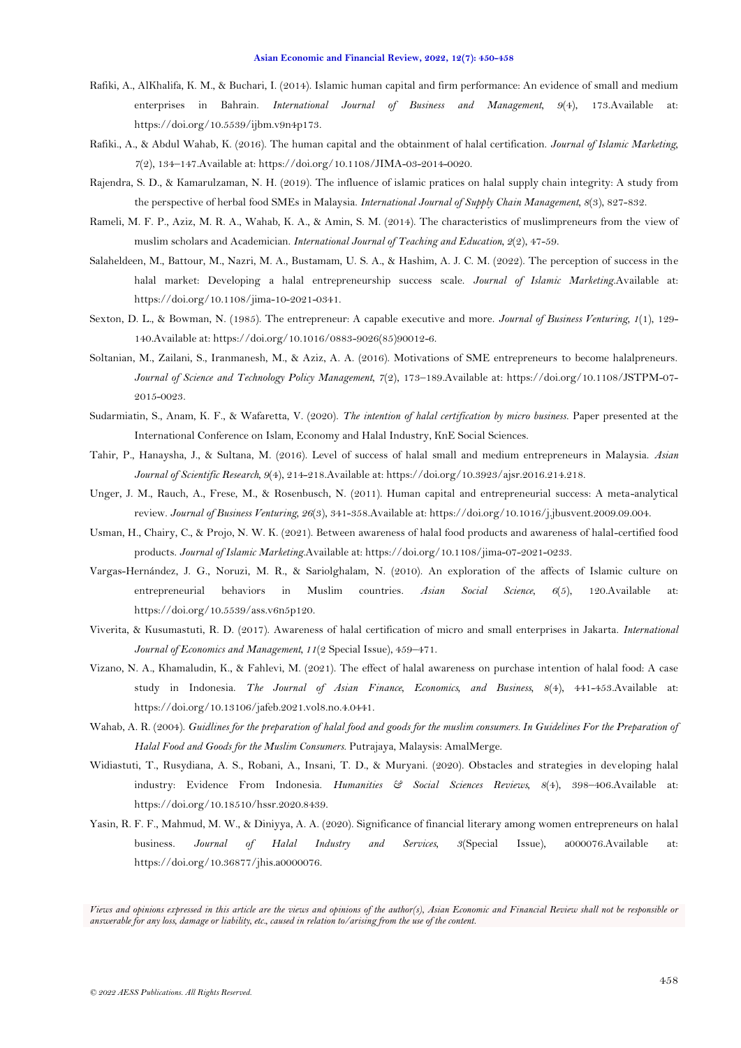Rafiki, A., AlKhalifa, K. M., & Buchari, I. (2014). Islamic human capital and firm performance: An evidence of small and medium enterprises in Bahrain. *International Journal of Business and Management, 9*(4), 173.Available at: https://doi.org/10.5539/ijbm.v9n4p173.

Rafiki., A., & Abdul Wahab, K. (2016). The human capital and the obtainment of halal certification. *Journal of Islamic Marketing, 7*(2), 134–147.Available at: https://doi.org/10.1108/JIMA-03-2014-0020.

Rajendra, S. D., & Kamarulzaman, N. H. (2019). The influence of islamic pratices on halal supply chain integrity: A study from the perspective of herbal food SMEs in Malaysia. *International Journal of Supply Chain Management, 8*(3), 827-832.

Rameli, M. F. P., Aziz, M. R. A., Wahab, K. A., & Amin, S. M. (2014). The characteristics of muslimpreneurs from the view of muslim scholars and Academician. *International Journal of Teaching and Education, 2*(2), 47-59.

Salaheldeen, M., Battour, M., Nazri, M. A., Bustamam, U. S. A., & Hashim, A. J. C. M. (2022). The perception of success in the halal market: Developing a halal entrepreneurship success scale. *Journal of Islamic Marketing*.Available at: https://doi.org/10.1108/jima-10-2021-0341.

Sexton, D. L., & Bowman, N. (1985). The entrepreneur: A capable executive and more. *Journal of Business Venturing, 1*(1), 129-140.Available at: https://doi.org/10.1016/0883-9026(85)90012-6.

Soltanian, M., Zailani, S., Iranmanesh, M., & Aziz, A. A. (2016). Motivations of SME entrepreneurs to become halalpreneurs. *Journal of Science and Technology Policy Management, 7*(2), 173–189.Available at: https://doi.org/10.1108/JSTPM-07-2015-0023.

Sudarmiatin, S., Anam, K. F., & Wafaretta, V. (2020). *The intention of halal certification by micro business*. Paper presented at the International Conference on Islam, Economy and Halal Industry, KnE Social Sciences.

Tahir, P., Hanaysha, J., & Sultana, M. (2016). Level of success of halal small and medium entrepreneurs in Malaysia. *Asian Journal of Scientific Research, 9*(4), 214-218.Available at: https://doi.org/10.3923/ajsr.2016.214.218.

Unger, J. M., Rauch, A., Frese, M., & Rosenbusch, N. (2011). Human capital and entrepreneurial success: A meta-analytical review. *Journal of Business Venturing, 26*(3), 341-358.Available at: https://doi.org/10.1016/j.jbusvent.2009.09.004.

Usman, H., Chairy, C., & Projo, N. W. K. (2021). Between awareness of halal food products and awareness of halal-certified food products. *Journal of Islamic Marketing*.Available at: https://doi.org/10.1108/jima-07-2021-0233.

Vargas-Hernández, J. G., Noruzi, M. R., & Sariolghalam, N. (2010). An exploration of the affects of Islamic culture on entrepreneurial behaviors in Muslim countries. *Asian Social Science, 6*(5), 120.Available at: https://doi.org/10.5539/ass.v6n5p120.

Viverita, & Kusumastuti, R. D. (2017). Awareness of halal certification of micro and small enterprises in Jakarta. *International Journal of Economics and Management, 11*(2 Special Issue), 459–471.

Vizano, N. A., Khamaludin, K., & Fahlevi, M. (2021). The effect of halal awareness on purchase intention of halal food: A case study in Indonesia. *The Journal of Asian Finance, Economics, and Business, 8*(4), 441-453.Available at: https://doi.org/10.13106/jafeb.2021.vol8.no.4.0441.

Wahab, A. R. (2004). *Guidlines for the preparation of halal food and goods for the muslim consumers. In Guidelines For the Preparation of Halal Food and Goods for the Muslim Consumers*. Putrajaya, Malaysia: AmalMerge.

Widiastuti, T., Rusydiana, A. S., Robani, A., Insani, T. D., & Muryani. (2020). Obstacles and strategies in developing halal industry: Evidence From Indonesia. *Humanities & Social Sciences Reviews, 8*(4), 398–406.Available at: https://doi.org/10.18510/hssr.2020.8439.

Yasin, R. F. F., Mahmud, M. W., & Diniyya, A. A. (2020). Significance of financial literary among women entrepreneurs on halal business. *Journal of Halal Industry and Services, 3*(Special Issue), a000076.Available at: https://doi.org/10.36877/jhis.a0000076.

*Views and opinions expressed in this article are the views and opinions of the author(s), Asian Economic and Financial Review shall not be responsible or answerable for any loss, damage or liability, etc., caused in relation to/arising from the use of the content.*